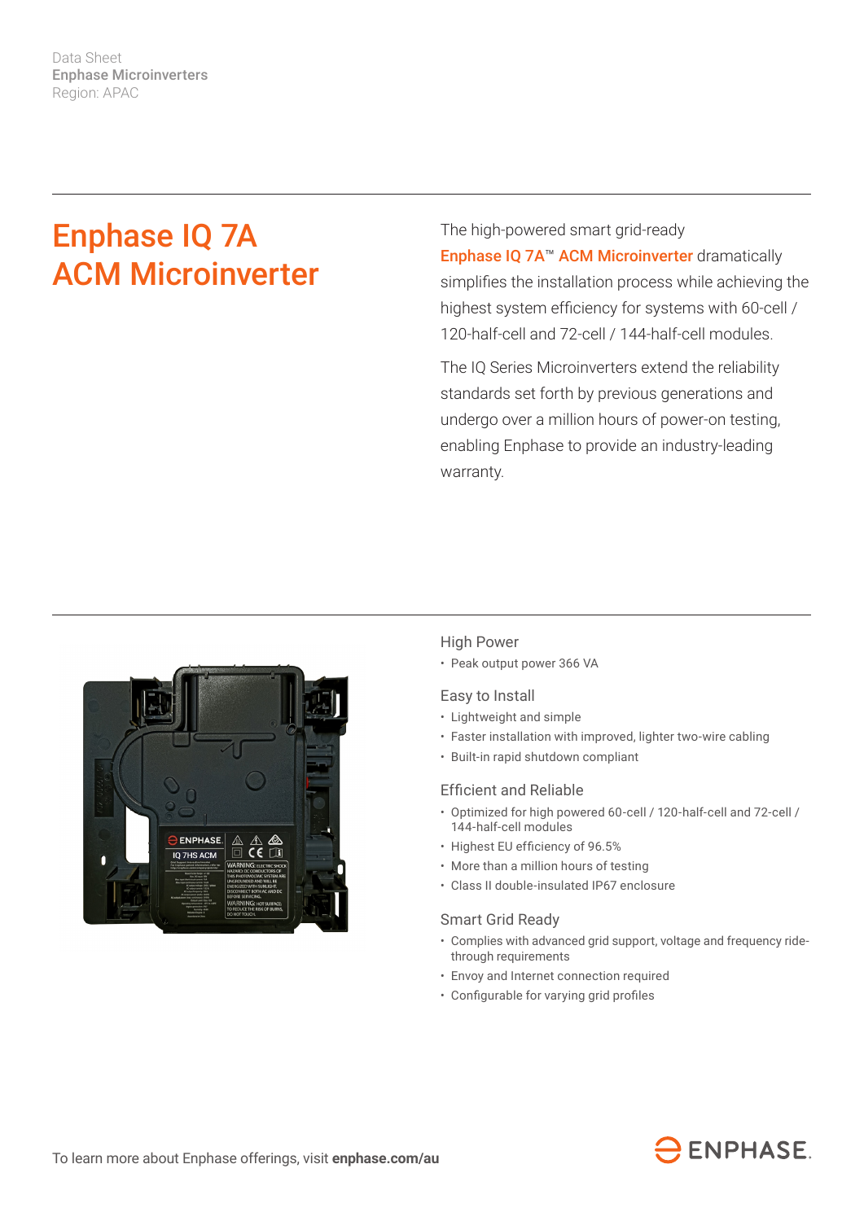Data Sheet
**Enphase Microinverters**
Region: APAC

# Enphase IQ 7A ACM Microinverter

The high-powered smart grid-ready **Enphase IQ 7A™ ACM Microinverter** dramatically simplifies the installation process while achieving the highest system efficiency for systems with 60-cell / 120-half-cell and 72-cell / 144-half-cell modules.

The IQ Series Microinverters extend the reliability standards set forth by previous generations and undergo over a million hours of power-on testing, enabling Enphase to provide an industry-leading warranty.

## High Power

- Peak output power 366 VA

## Easy to Install

- Lightweight and simple
- Faster installation with improved, lighter two-wire cabling
- Built-in rapid shutdown compliant

## Efficient and Reliable

- Optimized for high powered 60-cell / 120-half-cell and 72-cell / 144-half-cell modules
- Highest EU efficiency of 96.5%
- More than a million hours of testing
- Class II double-insulated IP67 enclosure

## Smart Grid Ready

- Complies with advanced grid support, voltage and frequency ride-through requirements
- Envoy and Internet connection required
- Configurable for varying grid profiles

To learn more about Enphase offerings, visit **enphase.com/au**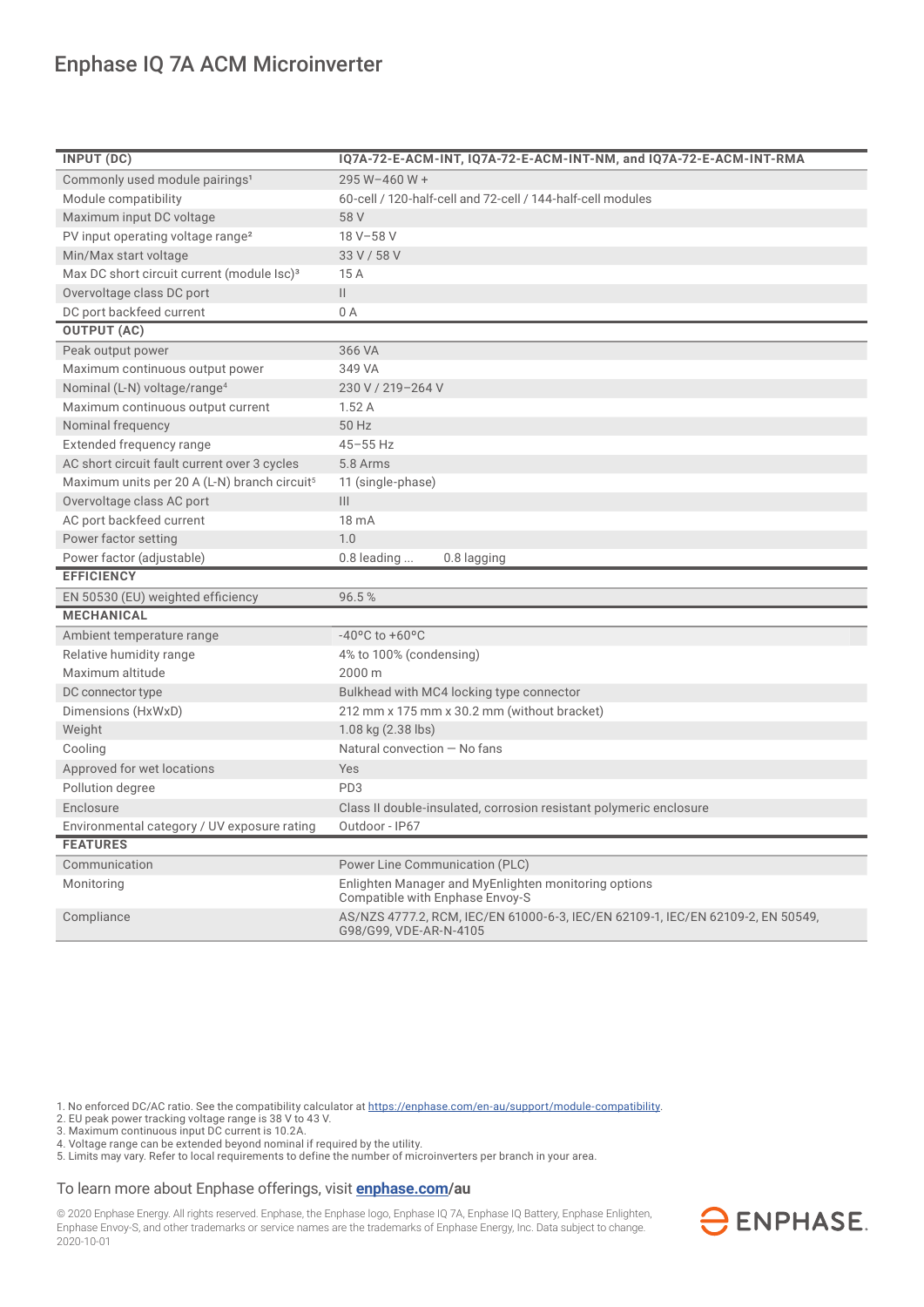# Enphase IQ 7A ACM Microinverter

| INPUT (DC) | IQ7A-72-E-ACM-INT, IQ7A-72-E-ACM-INT-NM, and IQ7A-72-E-ACM-INT-RMA |
|---|---|
| Commonly used module pairings[1] | 295 W–460 W + |
| Module compatibility | 60-cell / 120-half-cell and 72-cell / 144-half-cell modules |
| Maximum input DC voltage | 58 V |
| PV input operating voltage range[2] | 18 V–58 V |
| Min/Max start voltage | 33 V / 58 V |
| Max DC short circuit current (module Isc)[3] | 15 A |
| Overvoltage class DC port | II |
| DC port backfeed current | 0 A |
| **OUTPUT (AC)** | |
| Peak output power | 366 VA |
| Maximum continuous output power | 349 VA |
| Nominal (L-N) voltage/range[4] | 230 V / 219–264 V |
| Maximum continuous output current | 1.52 A |
| Nominal frequency | 50 Hz |
| Extended frequency range | 45–55 Hz |
| AC short circuit fault current over 3 cycles | 5.8 Arms |
| Maximum units per 20 A (L-N) branch circuit[5] | 11 (single-phase) |
| Overvoltage class AC port | III |
| AC port backfeed current | 18 mA |
| Power factor setting | 1.0 |
| Power factor (adjustable) | 0.8 leading ... 0.8 lagging |
| **EFFICIENCY** | |
| EN 50530 (EU) weighted efficiency | 96.5 % |
| **MECHANICAL** | |
| Ambient temperature range | -40ºC to +60ºC |
| Relative humidity range | 4% to 100% (condensing) |
| Maximum altitude | 2000 m |
| DC connector type | Bulkhead with MC4 locking type connector |
| Dimensions (HxWxD) | 212 mm x 175 mm x 30.2 mm (without bracket) |
| Weight | 1.08 kg (2.38 lbs) |
| Cooling | Natural convection — No fans |
| Approved for wet locations | Yes |
| Pollution degree | PD3 |
| Enclosure | Class II double-insulated, corrosion resistant polymeric enclosure |
| Environmental category / UV exposure rating | Outdoor - IP67 |
| **FEATURES** | |
| Communication | Power Line Communication (PLC) |
| Monitoring | Enlighten Manager and MyEnlighten monitoring options<br>Compatible with Enphase Envoy-S |
| Compliance | AS/NZS 4777.2, RCM, IEC/EN 61000-6-3, IEC/EN 62109-1, IEC/EN 62109-2, EN 50549, G98/G99, VDE-AR-N-4105 |

1. No enforced DC/AC ratio. See the compatibility calculator at https://enphase.com/en-au/support/module-compatibility.
2. EU peak power tracking voltage range is 38 V to 43 V.
3. Maximum continuous input DC current is 10.2A.
4. Voltage range can be extended beyond nominal if required by the utility.
5. Limits may vary. Refer to local requirements to define the number of microinverters per branch in your area.

To learn more about Enphase offerings, visit **enphase.com/au**

© 2020 Enphase Energy. All rights reserved. Enphase, the Enphase logo, Enphase IQ 7A, Enphase IQ Battery, Enphase Enlighten, Enphase Envoy-S, and other trademarks or service names are the trademarks of Enphase Energy, Inc. Data subject to change.
2020-10-01

ENPHASE.